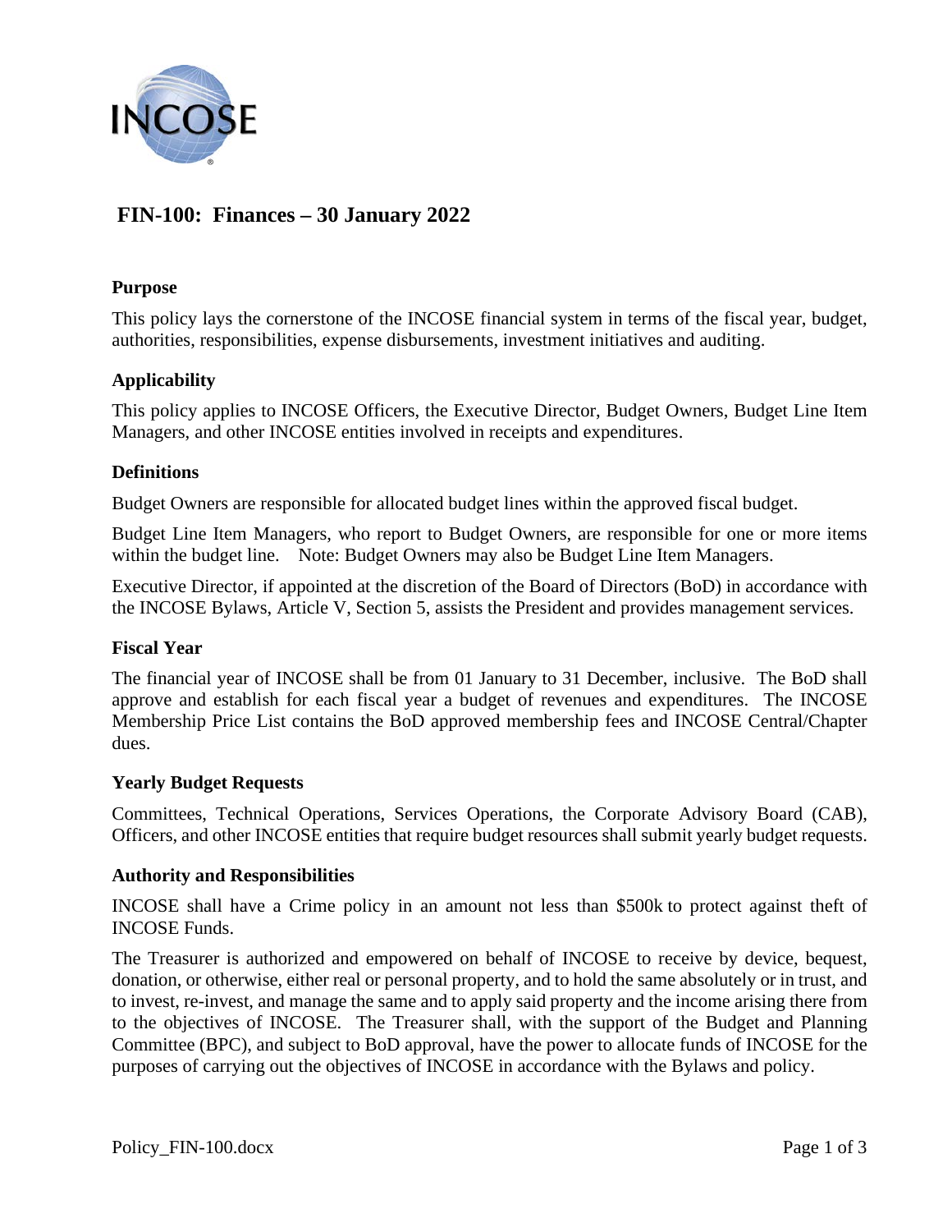# FIN-100: Finances – 30 January 2022

## Purpose

This policy lays the cornerstone of the INCOSE financial system in terms of the fiscal year, budget, authorities, responsibilities, expense disbursements, investment initiatives and auditing.

## Applicability

This policy applies to INCOSE Officers, the Executive Director, Budget Owners, Budget Line Item Managers, and other INCOSE entities involved in receipts and expenditures.

## Definitions

Budget Owners are responsible for allocated budget lines within the approved fiscal budget.

Budget Line Item Managers, who report to Budget Owners, are responsible for one or more items within the budget line. Note: Budget Owners may also be Budget Line Item Managers.

Executive Director, if appointed at the discretion of the Board of Directors (BoD) in accordance with the INCOSE Bylaws, Article V, Section 5, assists the President and provides management services.

## Fiscal Year

The financial year of INCOSE shall be from 01 January to 31 December, inclusive. The BoD shall approve and establish for each fiscal year a budget of revenues and expenditures. The INCOSE Membership Price List contains the BoD approved membership fees and INCOSE Central/Chapter dues.

## Yearly Budget Requests

Committees, Technical Operations, Services Operations, the Corporate Advisory Board (CAB), Officers, and other INCOSE entities that require budget resources shall submit yearly budget requests.

## Authority and Responsibilities

INCOSE shall have a Crime policy in an amount not less than $500k to protect against theft of INCOSE Funds.

The Treasurer is authorized and empowered on behalf of INCOSE to receive by device, bequest, donation, or otherwise, either real or personal property, and to hold the same absolutely or in trust, and to invest, re-invest, and manage the same and to apply said property and the income arising there from to the objectives of INCOSE. The Treasurer shall, with the support of the Budget and Planning Committee (BPC), and subject to BoD approval, have the power to allocate funds of INCOSE for the purposes of carrying out the objectives of INCOSE in accordance with the Bylaws and policy.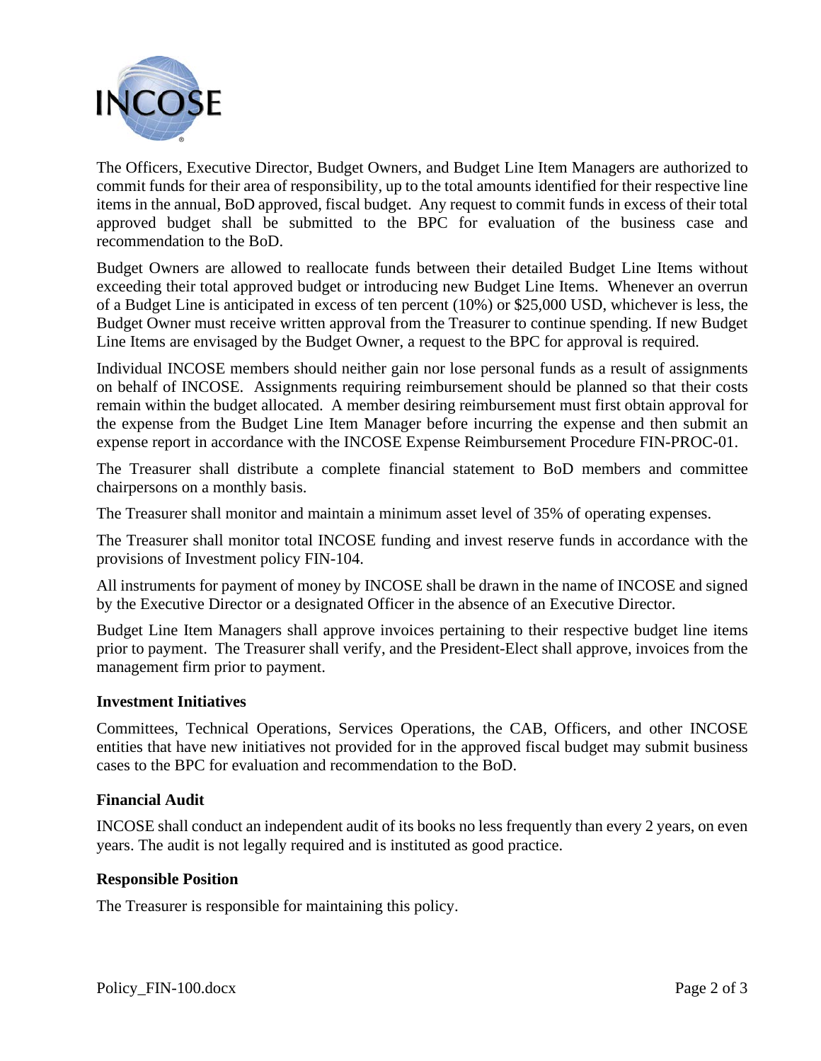The Officers, Executive Director, Budget Owners, and Budget Line Item Managers are authorized to commit funds for their area of responsibility, up to the total amounts identified for their respective line items in the annual, BoD approved, fiscal budget. Any request to commit funds in excess of their total approved budget shall be submitted to the BPC for evaluation of the business case and recommendation to the BoD.

Budget Owners are allowed to reallocate funds between their detailed Budget Line Items without exceeding their total approved budget or introducing new Budget Line Items. Whenever an overrun of a Budget Line is anticipated in excess of ten percent (10%) or $25,000 USD, whichever is less, the Budget Owner must receive written approval from the Treasurer to continue spending. If new Budget Line Items are envisaged by the Budget Owner, a request to the BPC for approval is required.

Individual INCOSE members should neither gain nor lose personal funds as a result of assignments on behalf of INCOSE. Assignments requiring reimbursement should be planned so that their costs remain within the budget allocated. A member desiring reimbursement must first obtain approval for the expense from the Budget Line Item Manager before incurring the expense and then submit an expense report in accordance with the INCOSE Expense Reimbursement Procedure FIN-PROC-01.

The Treasurer shall distribute a complete financial statement to BoD members and committee chairpersons on a monthly basis.

The Treasurer shall monitor and maintain a minimum asset level of 35% of operating expenses.

The Treasurer shall monitor total INCOSE funding and invest reserve funds in accordance with the provisions of Investment policy FIN-104.

All instruments for payment of money by INCOSE shall be drawn in the name of INCOSE and signed by the Executive Director or a designated Officer in the absence of an Executive Director.

Budget Line Item Managers shall approve invoices pertaining to their respective budget line items prior to payment. The Treasurer shall verify, and the President-Elect shall approve, invoices from the management firm prior to payment.

**Investment Initiatives**

Committees, Technical Operations, Services Operations, the CAB, Officers, and other INCOSE entities that have new initiatives not provided for in the approved fiscal budget may submit business cases to the BPC for evaluation and recommendation to the BoD.

**Financial Audit**

INCOSE shall conduct an independent audit of its books no less frequently than every 2 years, on even years. The audit is not legally required and is instituted as good practice.

**Responsible Position**

The Treasurer is responsible for maintaining this policy.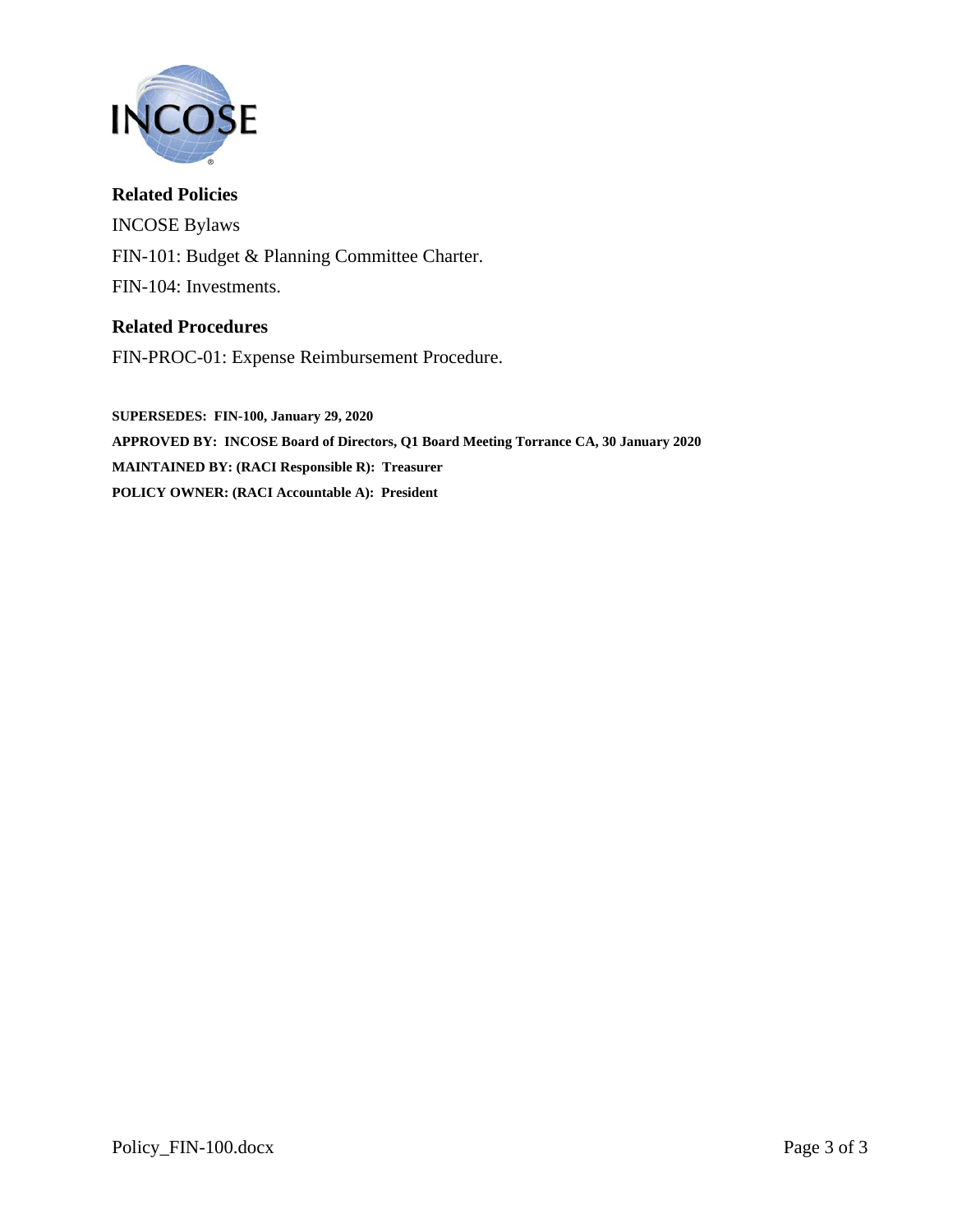### Related Policies

INCOSE Bylaws

FIN-101: Budget & Planning Committee Charter.

FIN-104: Investments.

### Related Procedures

FIN-PROC-01: Expense Reimbursement Procedure.

**SUPERSEDES: FIN-100, January 29, 2020**

**APPROVED BY: INCOSE Board of Directors, Q1 Board Meeting Torrance CA, 30 January 2020**

**MAINTAINED BY: (RACI Responsible R): Treasurer**

**POLICY OWNER: (RACI Accountable A): President**